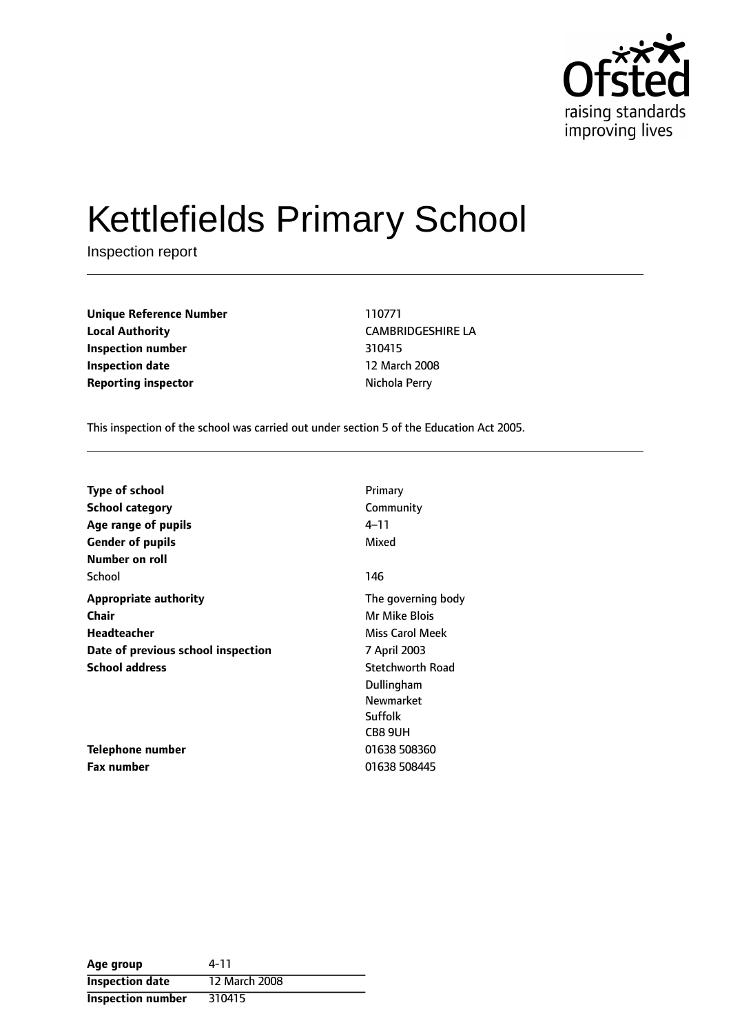# Kettlefields Primary School

Inspection report

| | |
|---|---|
| **Unique Reference Number** | 110771 |
| **Local Authority** | CAMBRIDGESHIRE LA |
| **Inspection number** | 310415 |
| **Inspection date** | 12 March 2008 |
| **Reporting inspector** | Nichola Perry |

This inspection of the school was carried out under section 5 of the Education Act 2005.

| | |
|---|---|
| **Type of school** | Primary |
| **School category** | Community |
| **Age range of pupils** | 4–11 |
| **Gender of pupils** | Mixed |
| **Number on roll** | |
| School | 146 |
| **Appropriate authority** | The governing body |
| **Chair** | Mr Mike Blois |
| **Headteacher** | Miss Carol Meek |
| **Date of previous school inspection** | 7 April 2003 |
| **School address** | Stetchworth Road<br>Dullingham<br>Newmarket<br>Suffolk<br>CB8 9UH |
| **Telephone number** | 01638 508360 |
| **Fax number** | 01638 508445 |

| | |
|---|---|
| **Age group** | 4-11 |
| **Inspection date** | 12 March 2008 |
| **Inspection number** | 310415 |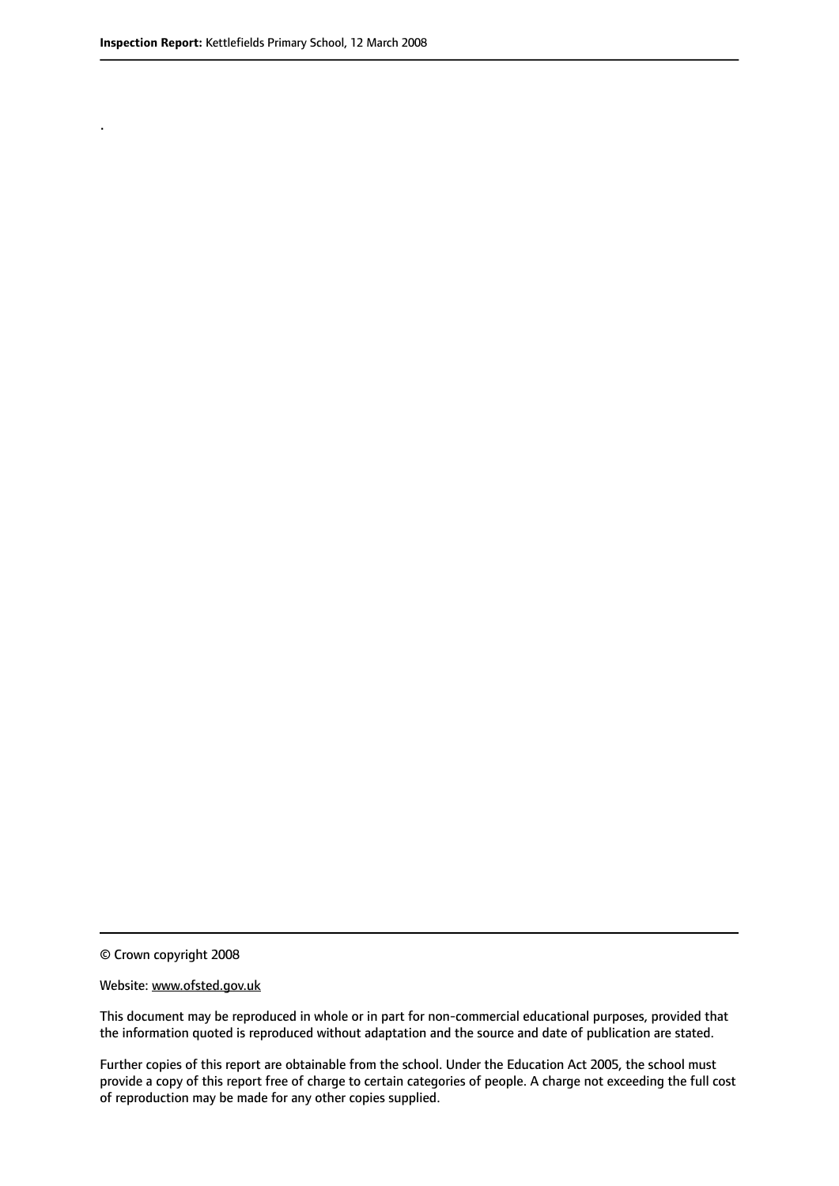.

© Crown copyright 2008

Website: www.ofsted.gov.uk

This document may be reproduced in whole or in part for non-commercial educational purposes, provided that the information quoted is reproduced without adaptation and the source and date of publication are stated.

Further copies of this report are obtainable from the school. Under the Education Act 2005, the school must provide a copy of this report free of charge to certain categories of people. A charge not exceeding the full cost of reproduction may be made for any other copies supplied.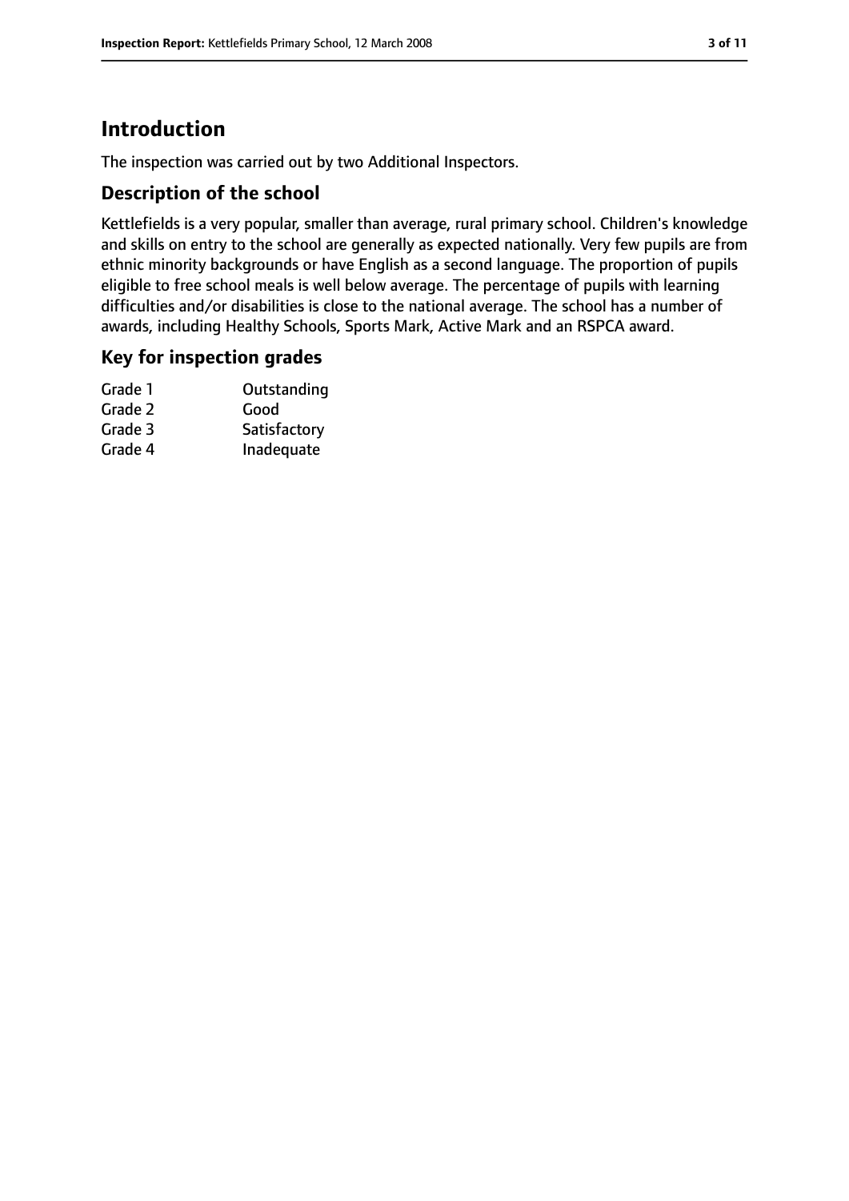# Introduction

The inspection was carried out by two Additional Inspectors.

## Description of the school

Kettlefields is a very popular, smaller than average, rural primary school. Children's knowledge and skills on entry to the school are generally as expected nationally. Very few pupils are from ethnic minority backgrounds or have English as a second language. The proportion of pupils eligible to free school meals is well below average. The percentage of pupils with learning difficulties and/or disabilities is close to the national average. The school has a number of awards, including Healthy Schools, Sports Mark, Active Mark and an RSPCA award.

## Key for inspection grades

| | |
|---|---|
| Grade 1 | Outstanding |
| Grade 2 | Good |
| Grade 3 | Satisfactory |
| Grade 4 | Inadequate |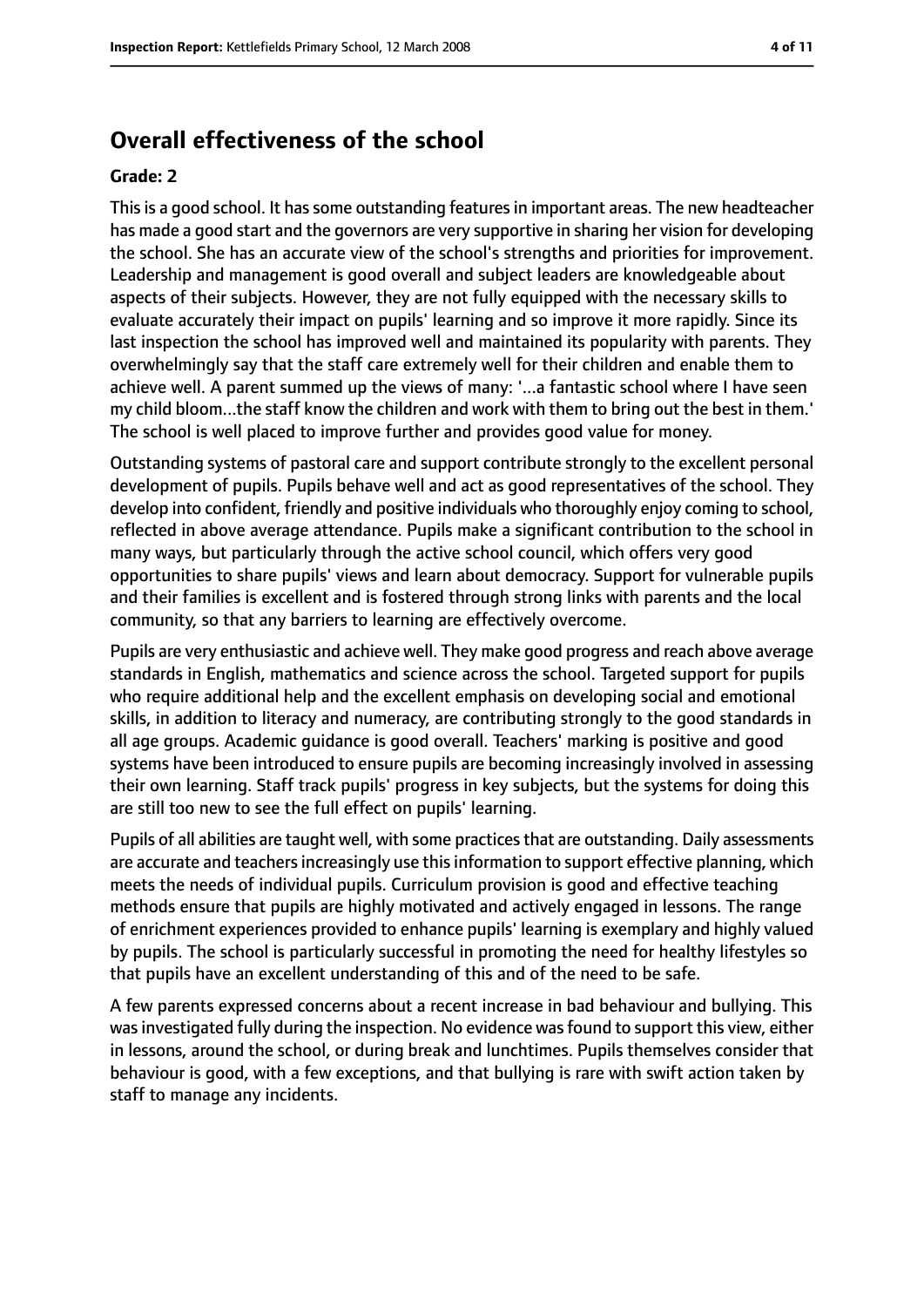## Overall effectiveness of the school

**Grade: 2**

This is a good school. It has some outstanding features in important areas. The new headteacher has made a good start and the governors are very supportive in sharing her vision for developing the school. She has an accurate view of the school's strengths and priorities for improvement. Leadership and management is good overall and subject leaders are knowledgeable about aspects of their subjects. However, they are not fully equipped with the necessary skills to evaluate accurately their impact on pupils' learning and so improve it more rapidly. Since its last inspection the school has improved well and maintained its popularity with parents. They overwhelmingly say that the staff care extremely well for their children and enable them to achieve well. A parent summed up the views of many: '...a fantastic school where I have seen my child bloom...the staff know the children and work with them to bring out the best in them.' The school is well placed to improve further and provides good value for money.

Outstanding systems of pastoral care and support contribute strongly to the excellent personal development of pupils. Pupils behave well and act as good representatives of the school. They develop into confident, friendly and positive individuals who thoroughly enjoy coming to school, reflected in above average attendance. Pupils make a significant contribution to the school in many ways, but particularly through the active school council, which offers very good opportunities to share pupils' views and learn about democracy. Support for vulnerable pupils and their families is excellent and is fostered through strong links with parents and the local community, so that any barriers to learning are effectively overcome.

Pupils are very enthusiastic and achieve well. They make good progress and reach above average standards in English, mathematics and science across the school. Targeted support for pupils who require additional help and the excellent emphasis on developing social and emotional skills, in addition to literacy and numeracy, are contributing strongly to the good standards in all age groups. Academic guidance is good overall. Teachers' marking is positive and good systems have been introduced to ensure pupils are becoming increasingly involved in assessing their own learning. Staff track pupils' progress in key subjects, but the systems for doing this are still too new to see the full effect on pupils' learning.

Pupils of all abilities are taught well, with some practices that are outstanding. Daily assessments are accurate and teachers increasingly use this information to support effective planning, which meets the needs of individual pupils. Curriculum provision is good and effective teaching methods ensure that pupils are highly motivated and actively engaged in lessons. The range of enrichment experiences provided to enhance pupils' learning is exemplary and highly valued by pupils. The school is particularly successful in promoting the need for healthy lifestyles so that pupils have an excellent understanding of this and of the need to be safe.

A few parents expressed concerns about a recent increase in bad behaviour and bullying. This was investigated fully during the inspection. No evidence was found to support this view, either in lessons, around the school, or during break and lunchtimes. Pupils themselves consider that behaviour is good, with a few exceptions, and that bullying is rare with swift action taken by staff to manage any incidents.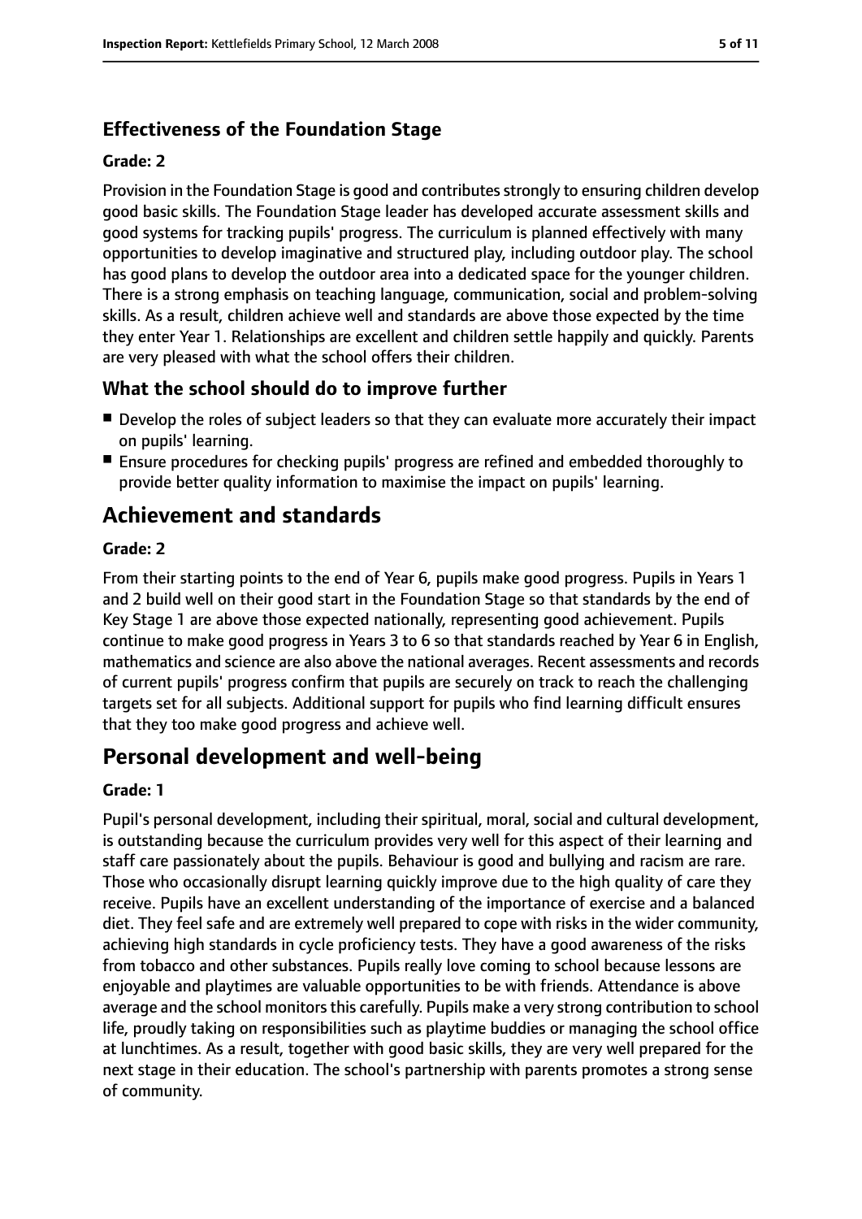### Effectiveness of the Foundation Stage

**Grade: 2**

Provision in the Foundation Stage is good and contributes strongly to ensuring children develop good basic skills. The Foundation Stage leader has developed accurate assessment skills and good systems for tracking pupils' progress. The curriculum is planned effectively with many opportunities to develop imaginative and structured play, including outdoor play. The school has good plans to develop the outdoor area into a dedicated space for the younger children. There is a strong emphasis on teaching language, communication, social and problem-solving skills. As a result, children achieve well and standards are above those expected by the time they enter Year 1. Relationships are excellent and children settle happily and quickly. Parents are very pleased with what the school offers their children.

### What the school should do to improve further

- Develop the roles of subject leaders so that they can evaluate more accurately their impact on pupils' learning.
- Ensure procedures for checking pupils' progress are refined and embedded thoroughly to provide better quality information to maximise the impact on pupils' learning.

## Achievement and standards

**Grade: 2**

From their starting points to the end of Year 6, pupils make good progress. Pupils in Years 1 and 2 build well on their good start in the Foundation Stage so that standards by the end of Key Stage 1 are above those expected nationally, representing good achievement. Pupils continue to make good progress in Years 3 to 6 so that standards reached by Year 6 in English, mathematics and science are also above the national averages. Recent assessments and records of current pupils' progress confirm that pupils are securely on track to reach the challenging targets set for all subjects. Additional support for pupils who find learning difficult ensures that they too make good progress and achieve well.

## Personal development and well-being

**Grade: 1**

Pupil's personal development, including their spiritual, moral, social and cultural development, is outstanding because the curriculum provides very well for this aspect of their learning and staff care passionately about the pupils. Behaviour is good and bullying and racism are rare. Those who occasionally disrupt learning quickly improve due to the high quality of care they receive. Pupils have an excellent understanding of the importance of exercise and a balanced diet. They feel safe and are extremely well prepared to cope with risks in the wider community, achieving high standards in cycle proficiency tests. They have a good awareness of the risks from tobacco and other substances. Pupils really love coming to school because lessons are enjoyable and playtimes are valuable opportunities to be with friends. Attendance is above average and the school monitors this carefully. Pupils make a very strong contribution to school life, proudly taking on responsibilities such as playtime buddies or managing the school office at lunchtimes. As a result, together with good basic skills, they are very well prepared for the next stage in their education. The school's partnership with parents promotes a strong sense of community.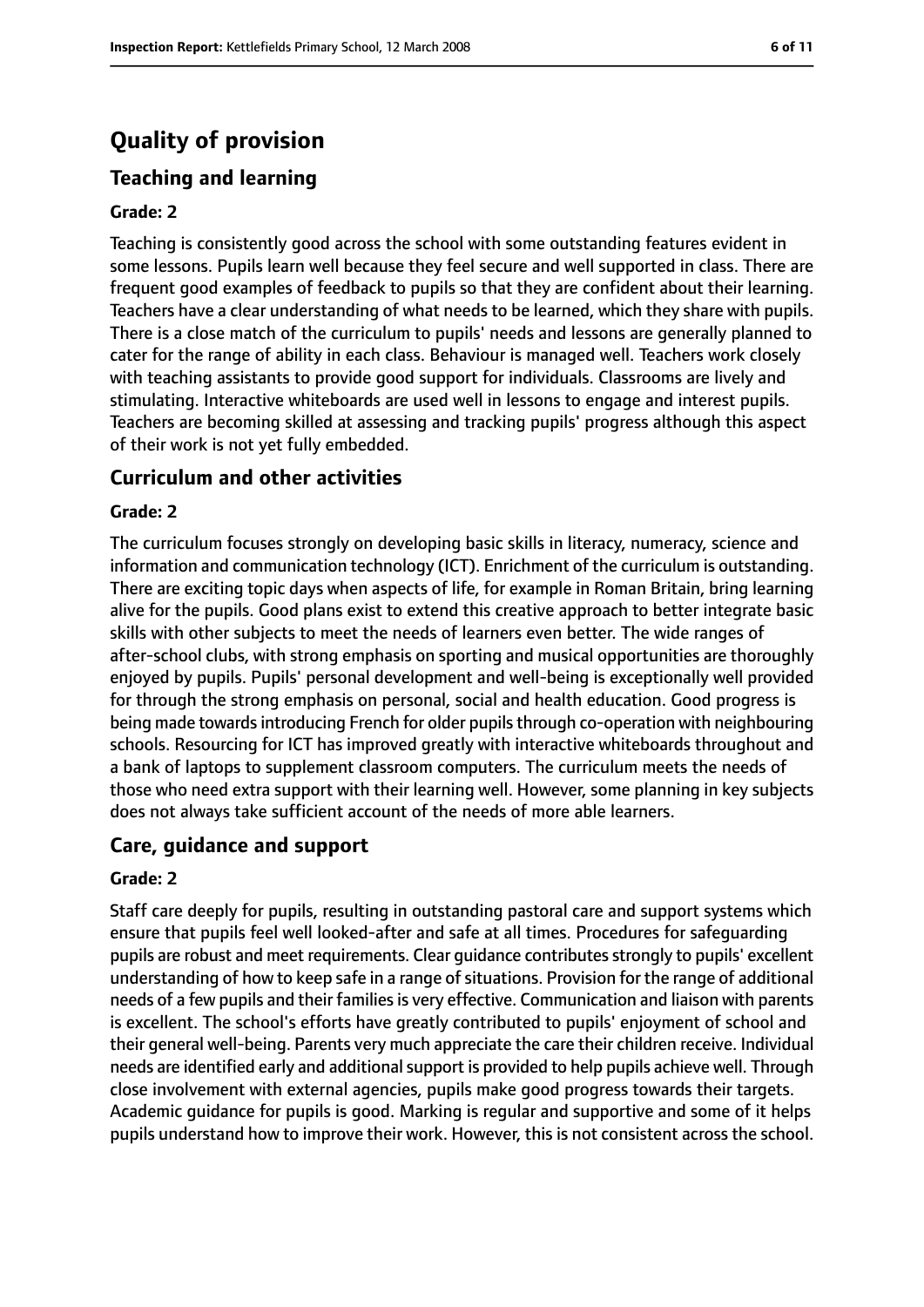# Quality of provision

## Teaching and learning

### Grade: 2

Teaching is consistently good across the school with some outstanding features evident in some lessons. Pupils learn well because they feel secure and well supported in class. There are frequent good examples of feedback to pupils so that they are confident about their learning. Teachers have a clear understanding of what needs to be learned, which they share with pupils. There is a close match of the curriculum to pupils' needs and lessons are generally planned to cater for the range of ability in each class. Behaviour is managed well. Teachers work closely with teaching assistants to provide good support for individuals. Classrooms are lively and stimulating. Interactive whiteboards are used well in lessons to engage and interest pupils. Teachers are becoming skilled at assessing and tracking pupils' progress although this aspect of their work is not yet fully embedded.

## Curriculum and other activities

### Grade: 2

The curriculum focuses strongly on developing basic skills in literacy, numeracy, science and information and communication technology (ICT). Enrichment of the curriculum is outstanding. There are exciting topic days when aspects of life, for example in Roman Britain, bring learning alive for the pupils. Good plans exist to extend this creative approach to better integrate basic skills with other subjects to meet the needs of learners even better. The wide ranges of after-school clubs, with strong emphasis on sporting and musical opportunities are thoroughly enjoyed by pupils. Pupils' personal development and well-being is exceptionally well provided for through the strong emphasis on personal, social and health education. Good progress is being made towards introducing French for older pupils through co-operation with neighbouring schools. Resourcing for ICT has improved greatly with interactive whiteboards throughout and a bank of laptops to supplement classroom computers. The curriculum meets the needs of those who need extra support with their learning well. However, some planning in key subjects does not always take sufficient account of the needs of more able learners.

## Care, guidance and support

### Grade: 2

Staff care deeply for pupils, resulting in outstanding pastoral care and support systems which ensure that pupils feel well looked-after and safe at all times. Procedures for safeguarding pupils are robust and meet requirements. Clear guidance contributes strongly to pupils' excellent understanding of how to keep safe in a range of situations. Provision for the range of additional needs of a few pupils and their families is very effective. Communication and liaison with parents is excellent. The school's efforts have greatly contributed to pupils' enjoyment of school and their general well-being. Parents very much appreciate the care their children receive. Individual needs are identified early and additional support is provided to help pupils achieve well. Through close involvement with external agencies, pupils make good progress towards their targets. Academic guidance for pupils is good. Marking is regular and supportive and some of it helps pupils understand how to improve their work. However, this is not consistent across the school.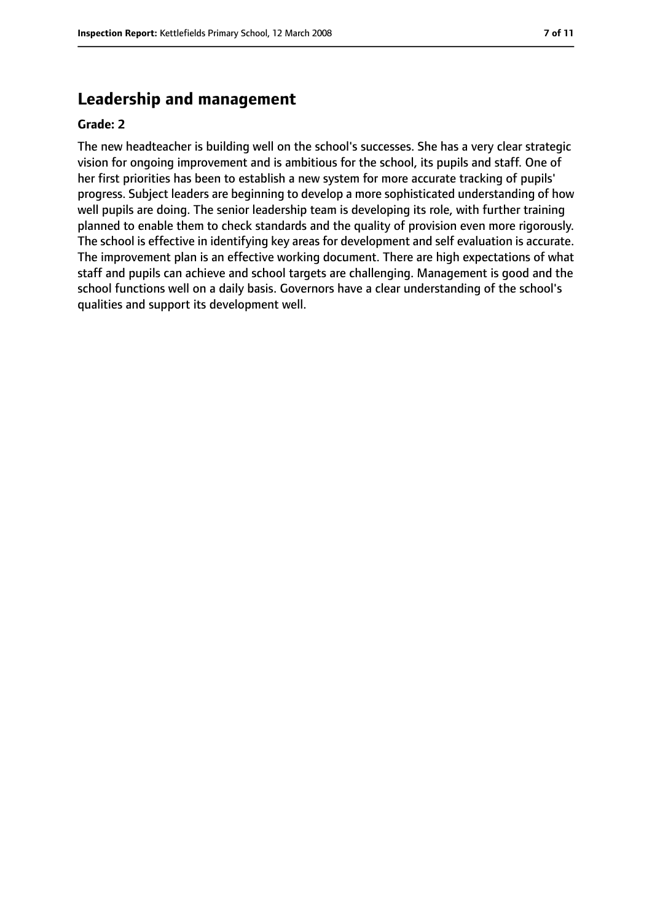## Leadership and management

**Grade: 2**

The new headteacher is building well on the school's successes. She has a very clear strategic vision for ongoing improvement and is ambitious for the school, its pupils and staff. One of her first priorities has been to establish a new system for more accurate tracking of pupils' progress. Subject leaders are beginning to develop a more sophisticated understanding of how well pupils are doing. The senior leadership team is developing its role, with further training planned to enable them to check standards and the quality of provision even more rigorously. The school is effective in identifying key areas for development and self evaluation is accurate. The improvement plan is an effective working document. There are high expectations of what staff and pupils can achieve and school targets are challenging. Management is good and the school functions well on a daily basis. Governors have a clear understanding of the school's qualities and support its development well.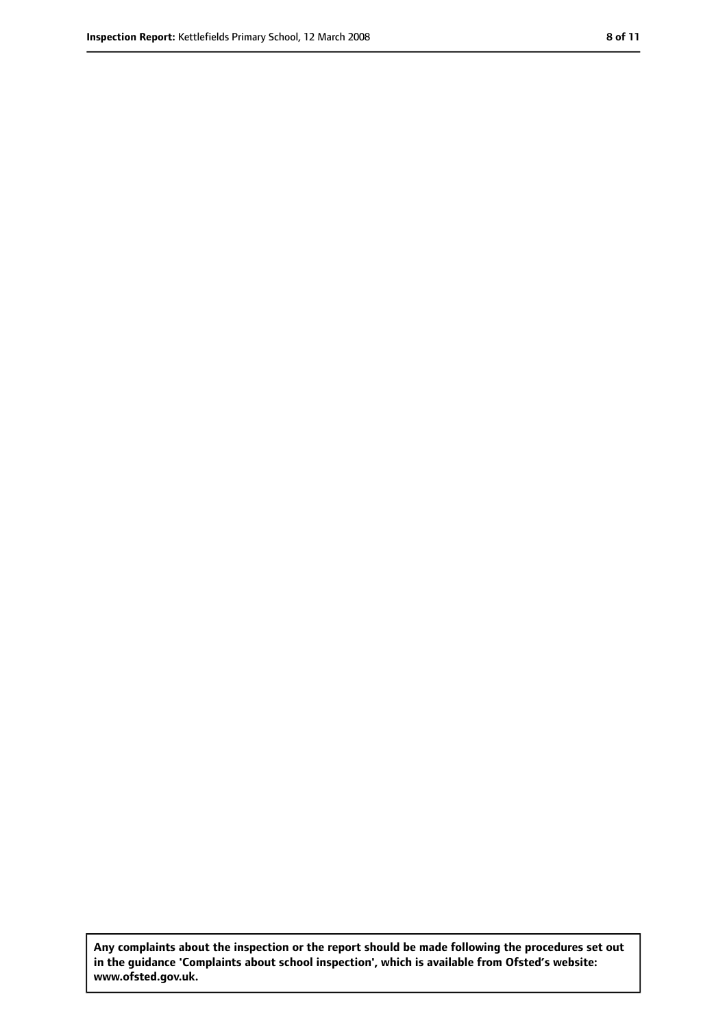**Any complaints about the inspection or the report should be made following the procedures set out in the guidance 'Complaints about school inspection', which is available from Ofsted's website: www.ofsted.gov.uk.**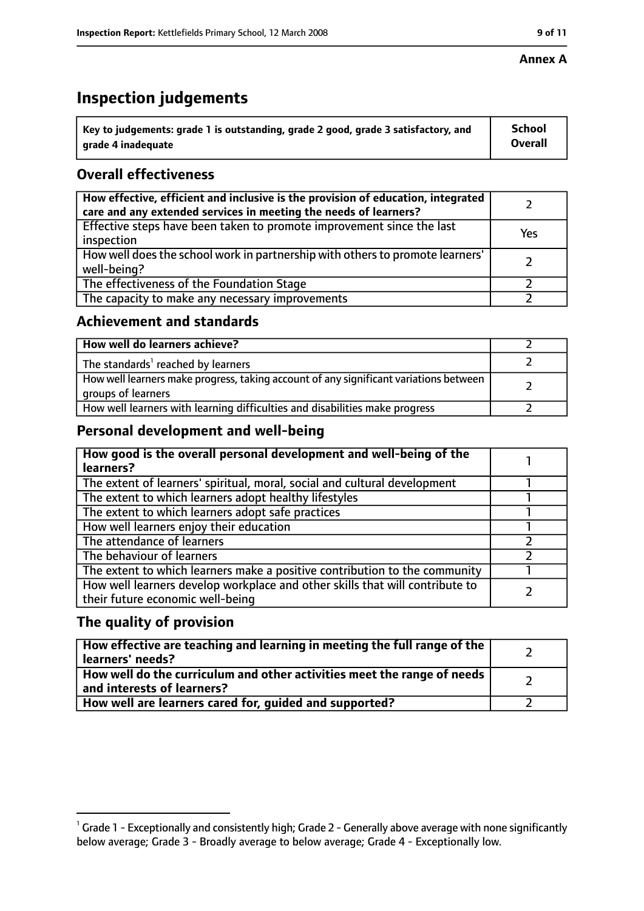**Annex A**

# Inspection judgements

| Key to judgements: grade 1 is outstanding, grade 2 good, grade 3 satisfactory, and grade 4 inadequate | School Overall |
|---|---|

## Overall effectiveness

| | |
|---|---|
| How effective, efficient and inclusive is the provision of education, integrated care and any extended services in meeting the needs of learners? | 2 |
| Effective steps have been taken to promote improvement since the last inspection | Yes |
| How well does the school work in partnership with others to promote learners' well-being? | 2 |
| The effectiveness of the Foundation Stage | 2 |
| The capacity to make any necessary improvements | 2 |

## Achievement and standards

| | |
|---|---|
| How well do learners achieve? | 2 |
| The standards[1] reached by learners | 2 |
| How well learners make progress, taking account of any significant variations between groups of learners | 2 |
| How well learners with learning difficulties and disabilities make progress | 2 |

## Personal development and well-being

| | |
|---|---|
| How good is the overall personal development and well-being of the learners? | 1 |
| The extent of learners' spiritual, moral, social and cultural development | 1 |
| The extent to which learners adopt healthy lifestyles | 1 |
| The extent to which learners adopt safe practices | 1 |
| How well learners enjoy their education | 1 |
| The attendance of learners | 2 |
| The behaviour of learners | 2 |
| The extent to which learners make a positive contribution to the community | 1 |
| How well learners develop workplace and other skills that will contribute to their future economic well-being | 2 |

## The quality of provision

| | |
|---|---|
| How effective are teaching and learning in meeting the full range of the learners' needs? | 2 |
| How well do the curriculum and other activities meet the range of needs and interests of learners? | 2 |
| How well are learners cared for, guided and supported? | 2 |

[1] Grade 1 - Exceptionally and consistently high; Grade 2 - Generally above average with none significantly below average; Grade 3 - Broadly average to below average; Grade 4 - Exceptionally low.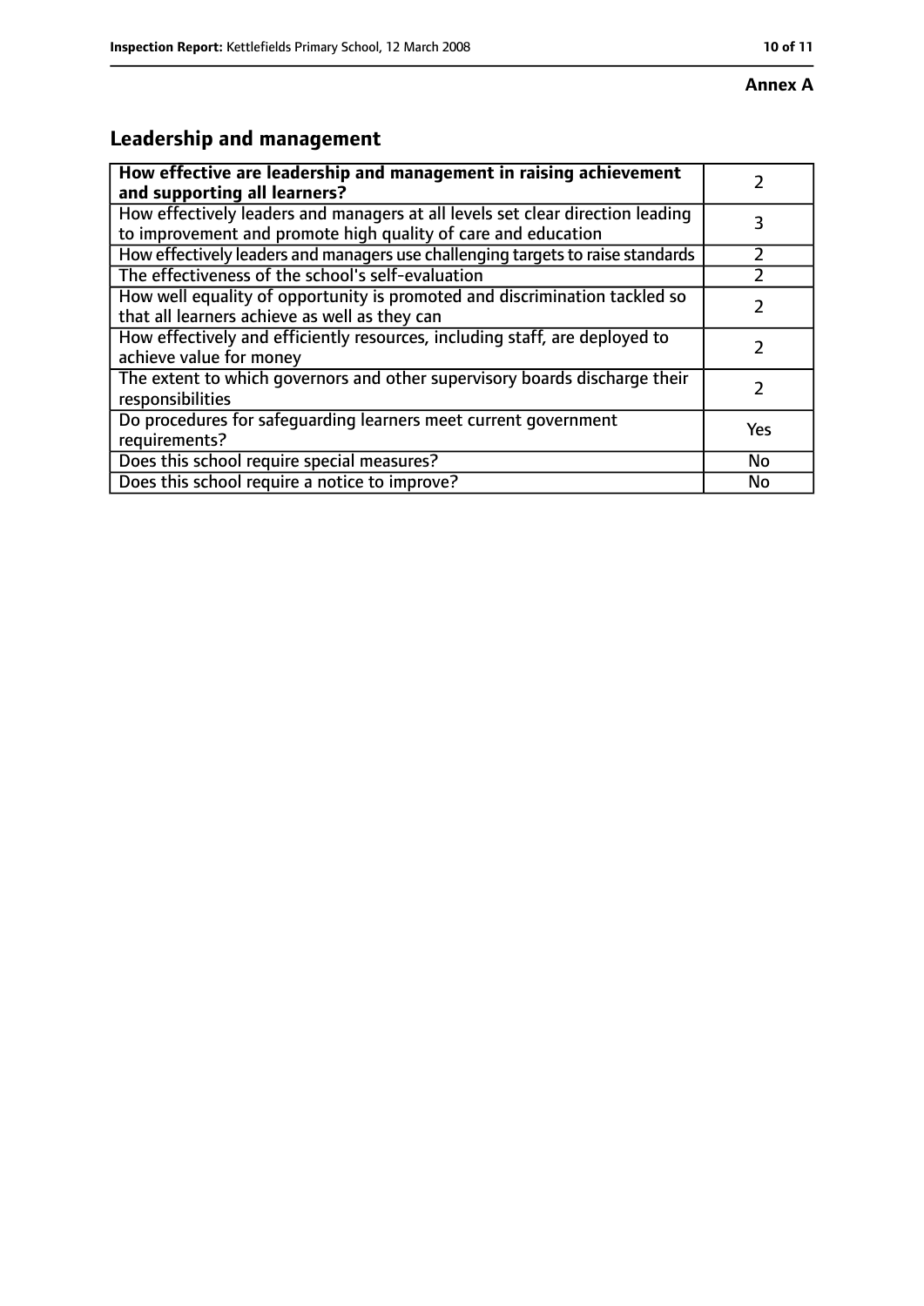**Annex A**

## Leadership and management

| **How effective are leadership and management in raising achievement and supporting all learners?** | 2 |
|---|---|
| How effectively leaders and managers at all levels set clear direction leading to improvement and promote high quality of care and education | 3 |
| How effectively leaders and managers use challenging targets to raise standards | 2 |
| The effectiveness of the school's self-evaluation | 2 |
| How well equality of opportunity is promoted and discrimination tackled so that all learners achieve as well as they can | 2 |
| How effectively and efficiently resources, including staff, are deployed to achieve value for money | 2 |
| The extent to which governors and other supervisory boards discharge their responsibilities | 2 |
| Do procedures for safeguarding learners meet current government requirements? | Yes |
| Does this school require special measures? | No |
| Does this school require a notice to improve? | No |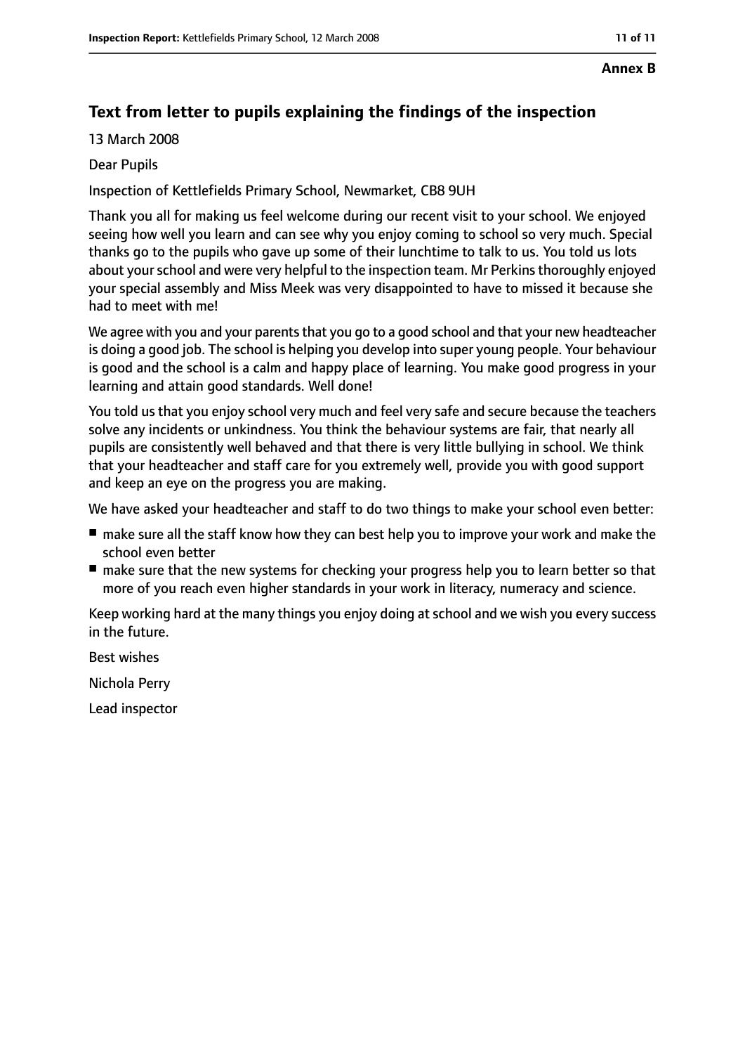**Annex B**

## Text from letter to pupils explaining the findings of the inspection

13 March 2008

Dear Pupils

Inspection of Kettlefields Primary School, Newmarket, CB8 9UH

Thank you all for making us feel welcome during our recent visit to your school. We enjoyed seeing how well you learn and can see why you enjoy coming to school so very much. Special thanks go to the pupils who gave up some of their lunchtime to talk to us. You told us lots about your school and were very helpful to the inspection team. Mr Perkins thoroughly enjoyed your special assembly and Miss Meek was very disappointed to have to missed it because she had to meet with me!

We agree with you and your parents that you go to a good school and that your new headteacher is doing a good job. The school is helping you develop into super young people. Your behaviour is good and the school is a calm and happy place of learning. You make good progress in your learning and attain good standards. Well done!

You told us that you enjoy school very much and feel very safe and secure because the teachers solve any incidents or unkindness. You think the behaviour systems are fair, that nearly all pupils are consistently well behaved and that there is very little bullying in school. We think that your headteacher and staff care for you extremely well, provide you with good support and keep an eye on the progress you are making.

We have asked your headteacher and staff to do two things to make your school even better:

- make sure all the staff know how they can best help you to improve your work and make the school even better
- make sure that the new systems for checking your progress help you to learn better so that more of you reach even higher standards in your work in literacy, numeracy and science.

Keep working hard at the many things you enjoy doing at school and we wish you every success in the future.

Best wishes

Nichola Perry

Lead inspector